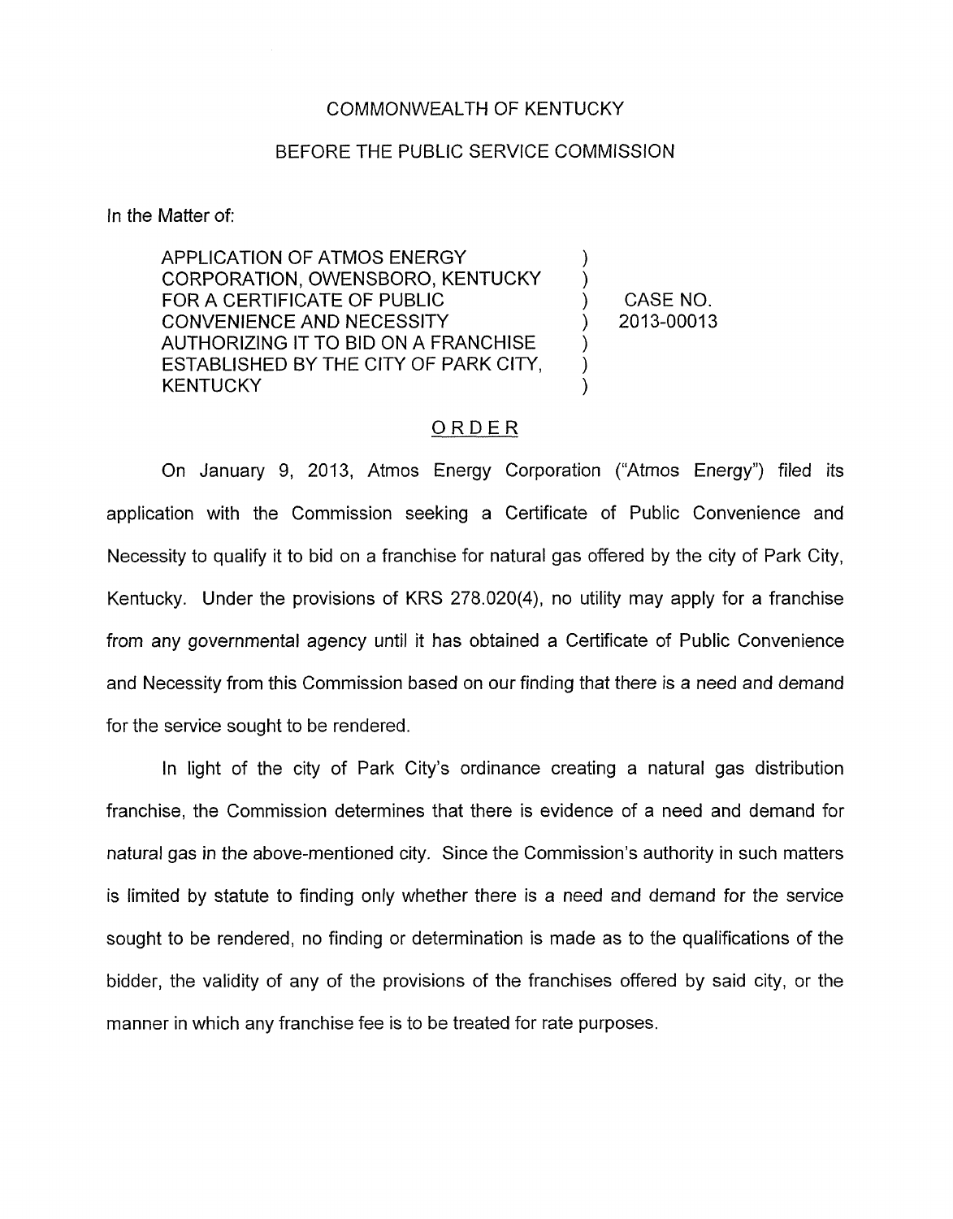COMMONWEALTH OF KENTUCKY

BEFORE THE PUBLIC SERVICE COMMISSION

In the Matter of:

| | | |
|---|---|---|
| APPLICATION OF ATMOS ENERGY CORPORATION, OWENSBORO, KENTUCKY FOR A CERTIFICATE OF PUBLIC CONVENIENCE AND NECESSITY AUTHORIZING IT TO BID ON A FRANCHISE ESTABLISHED BY THE CITY OF PARK CITY, KENTUCKY | ) | CASE NO. 2013-00013 |

## ORDER

On January 9, 2013, Atmos Energy Corporation ("Atmos Energy") filed its application with the Commission seeking a Certificate of Public Convenience and Necessity to qualify it to bid on a franchise for natural gas offered by the city of Park City, Kentucky. Under the provisions of KRS 278.020(4), no utility may apply for a franchise from any governmental agency until it has obtained a Certificate of Public Convenience and Necessity from this Commission based on our finding that there is a need and demand for the service sought to be rendered.

In light of the city of Park City's ordinance creating a natural gas distribution franchise, the Commission determines that there is evidence of a need and demand for natural gas in the above-mentioned city. Since the Commission's authority in such matters is limited by statute to finding only whether there is a need and demand for the service sought to be rendered, no finding or determination is made as to the qualifications of the bidder, the validity of any of the provisions of the franchises offered by said city, or the manner in which any franchise fee is to be treated for rate purposes.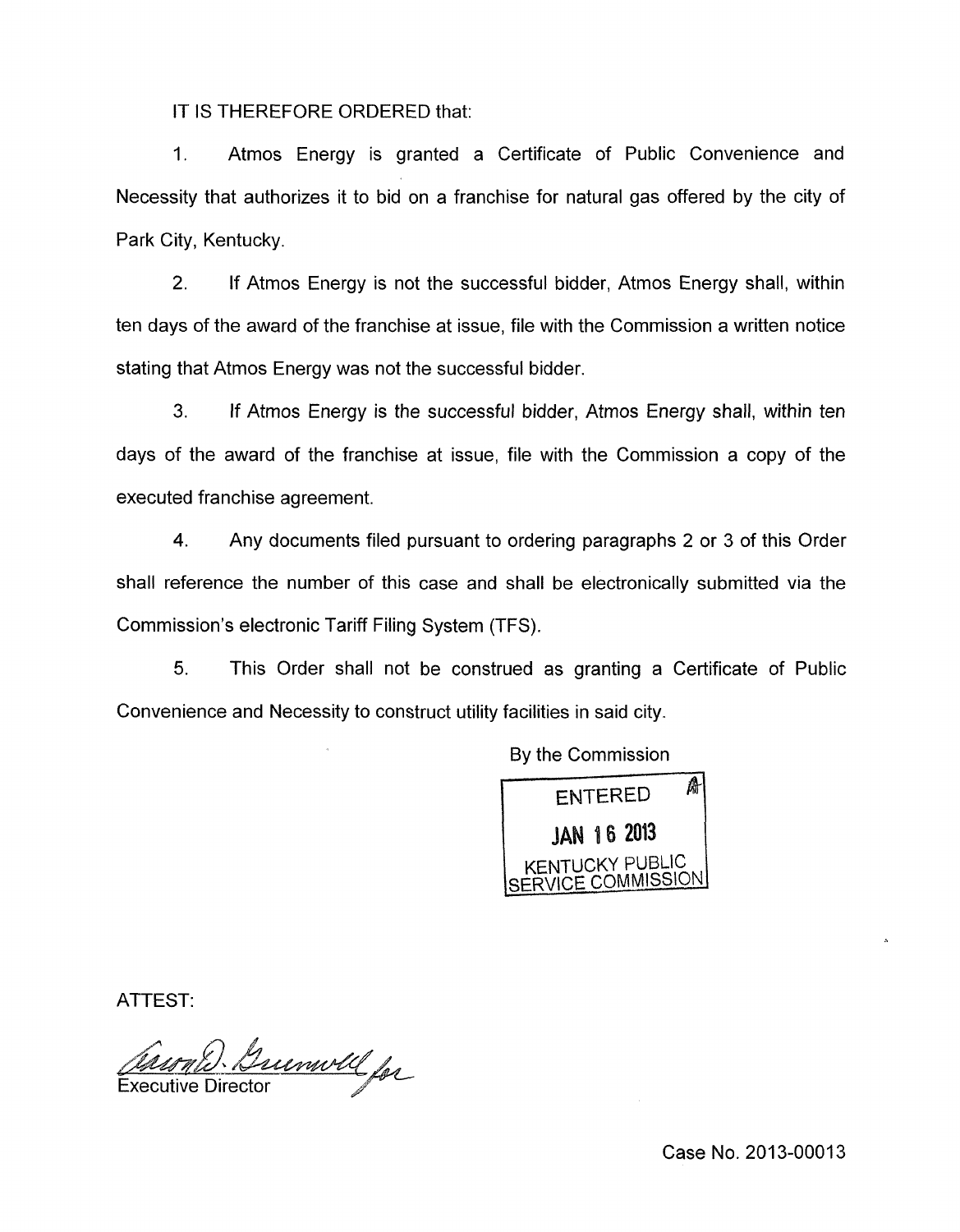IT IS THEREFORE ORDERED that:

1. Atmos Energy is granted a Certificate of Public Convenience and Necessity that authorizes it to bid on a franchise for natural gas offered by the city of Park City, Kentucky.

2. If Atmos Energy is not the successful bidder, Atmos Energy shall, within ten days of the award of the franchise at issue, file with the Commission a written notice stating that Atmos Energy was not the successful bidder.

3. If Atmos Energy is the successful bidder, Atmos Energy shall, within ten days of the award of the franchise at issue, file with the Commission a copy of the executed franchise agreement.

4. Any documents filed pursuant to ordering paragraphs 2 or 3 of this Order shall reference the number of this case and shall be electronically submitted via the Commission's electronic Tariff Filing System (TFS).

5. This Order shall not be construed as granting a Certificate of Public Convenience and Necessity to construct utility facilities in said city.

By the Commission

ENTERED
JAN 16 2013
KENTUCKY PUBLIC SERVICE COMMISSION

ATTEST:

Executive Director

Case No. 2013-00013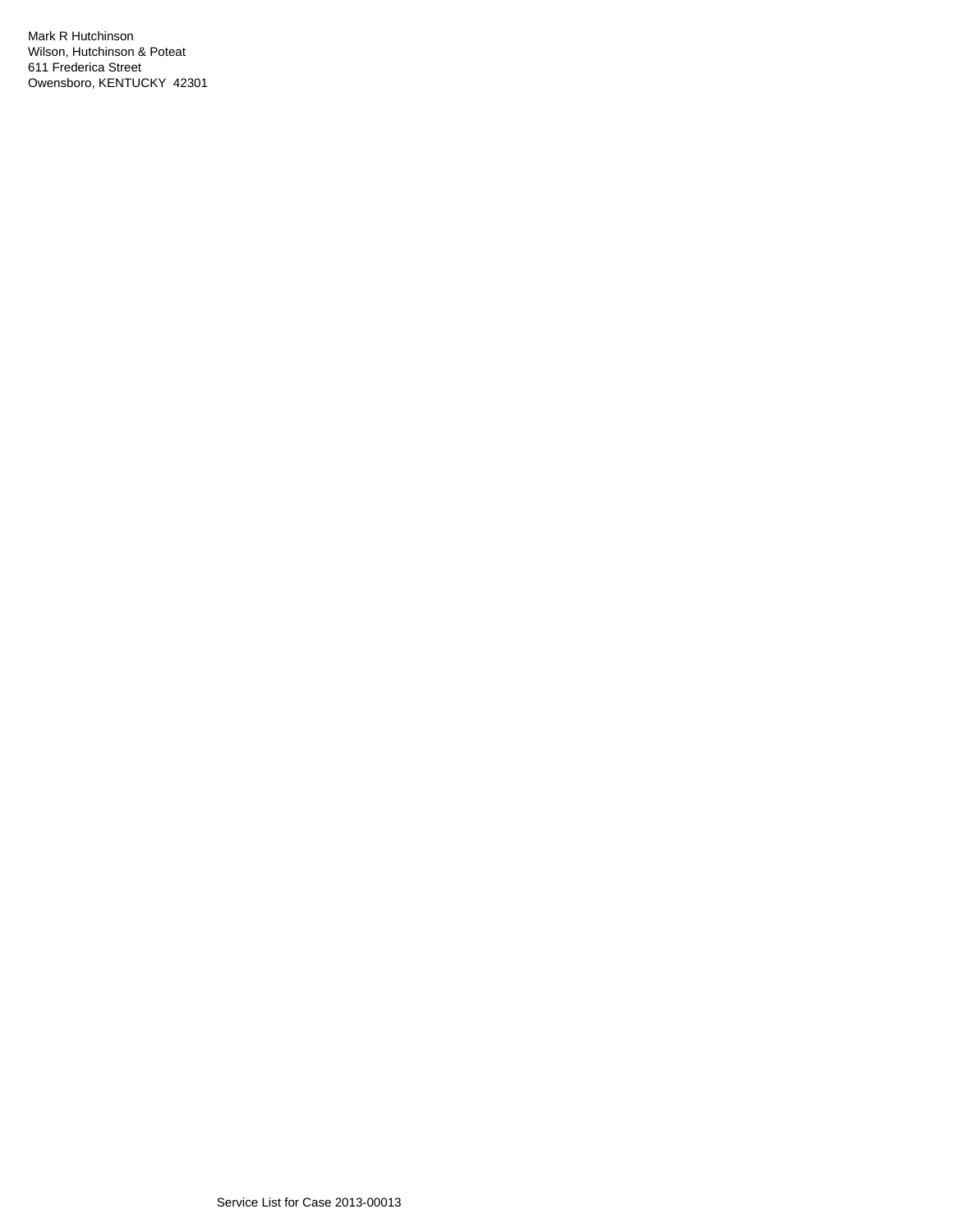Mark R Hutchinson
Wilson, Hutchinson & Poteat
611 Frederica Street
Owensboro, KENTUCKY  42301